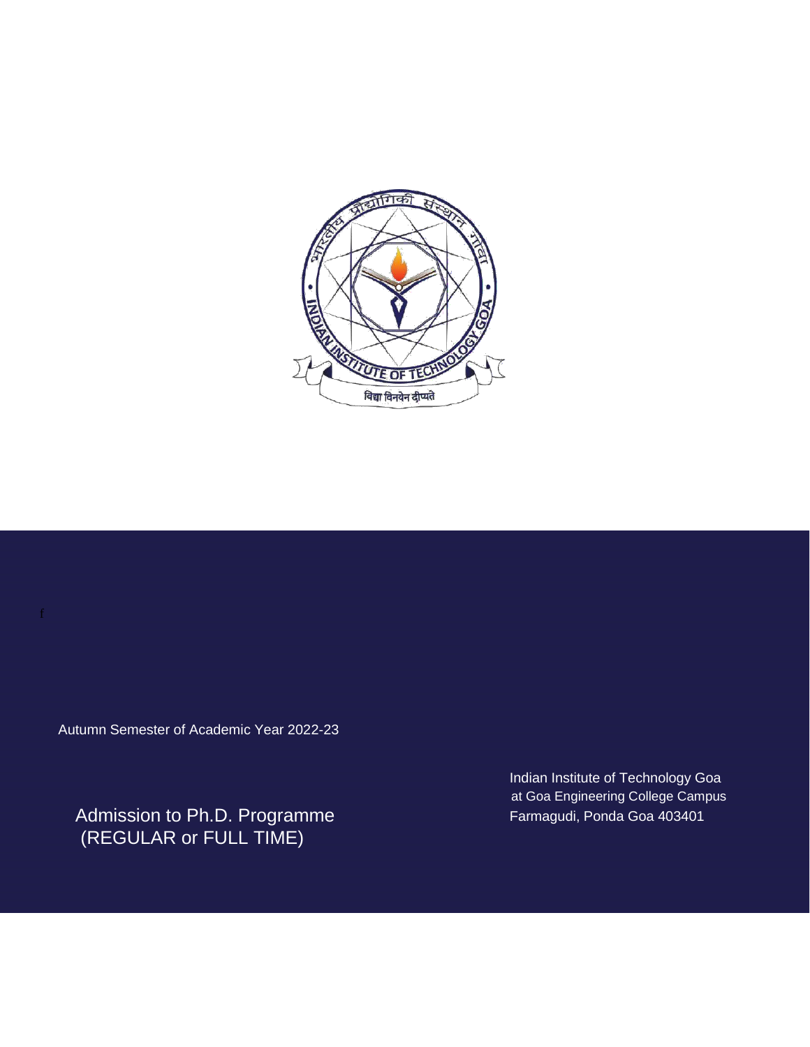Autumn Semester of Academic Year 2022-23

# Admission to Ph.D. Programme (REGULAR or FULL TIME)

Indian Institute of Technology Goa
at Goa Engineering College Campus
Farmagudi, Ponda Goa 403401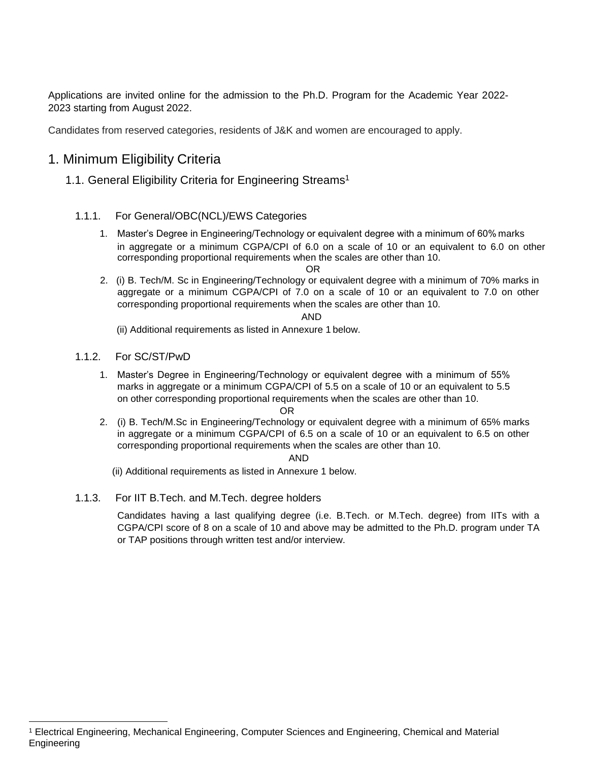Applications are invited online for the admission to the Ph.D. Program for the Academic Year 2022-2023 starting from August 2022.

Candidates from reserved categories, residents of J&K and women are encouraged to apply.

# 1. Minimum Eligibility Criteria

## 1.1. General Eligibility Criteria for Engineering Streams[1]

### 1.1.1. For General/OBC(NCL)/EWS Categories

1. Master's Degree in Engineering/Technology or equivalent degree with a minimum of 60% marks in aggregate or a minimum CGPA/CPI of 6.0 on a scale of 10 or an equivalent to 6.0 on other corresponding proportional requirements when the scales are other than 10.

   OR

2. (i) B. Tech/M. Sc in Engineering/Technology or equivalent degree with a minimum of 70% marks in aggregate or a minimum CGPA/CPI of 7.0 on a scale of 10 or an equivalent to 7.0 on other corresponding proportional requirements when the scales are other than 10.

   AND

   (ii) Additional requirements as listed in Annexure 1 below.

### 1.1.2. For SC/ST/PwD

1. Master's Degree in Engineering/Technology or equivalent degree with a minimum of 55% marks in aggregate or a minimum CGPA/CPI of 5.5 on a scale of 10 or an equivalent to 5.5 on other corresponding proportional requirements when the scales are other than 10.

   OR

2. (i) B. Tech/M.Sc in Engineering/Technology or equivalent degree with a minimum of 65% marks in aggregate or a minimum CGPA/CPI of 6.5 on a scale of 10 or an equivalent to 6.5 on other corresponding proportional requirements when the scales are other than 10.

   AND

   (ii) Additional requirements as listed in Annexure 1 below.

### 1.1.3. For IIT B.Tech. and M.Tech. degree holders

Candidates having a last qualifying degree (i.e. B.Tech. or M.Tech. degree) from IITs with a CGPA/CPI score of 8 on a scale of 10 and above may be admitted to the Ph.D. program under TA or TAP positions through written test and/or interview.

---

[1] Electrical Engineering, Mechanical Engineering, Computer Sciences and Engineering, Chemical and Material Engineering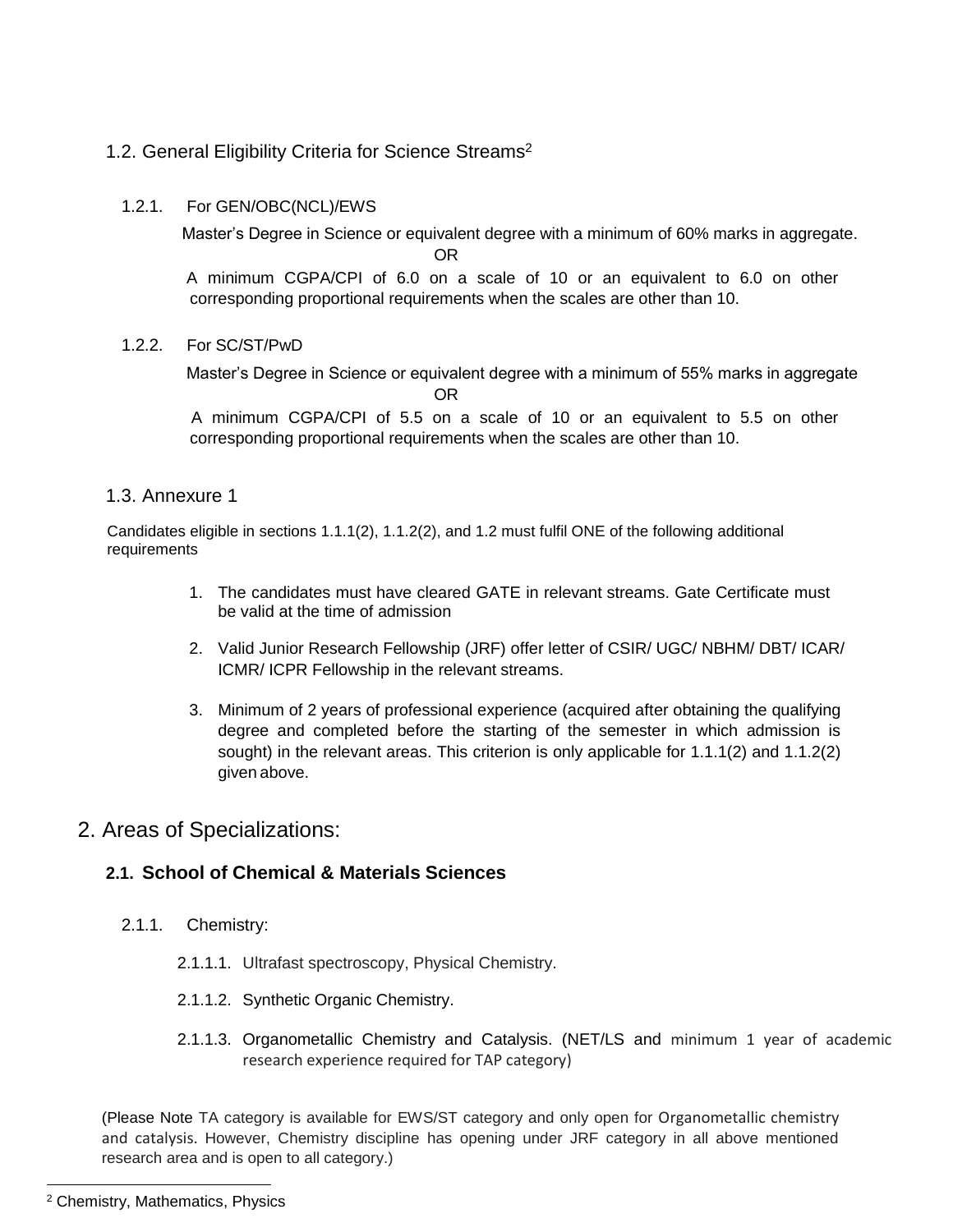## 1.2. General Eligibility Criteria for Science Streams[2]

### 1.2.1. For GEN/OBC(NCL)/EWS

Master's Degree in Science or equivalent degree with a minimum of 60% marks in aggregate.

OR

A minimum CGPA/CPI of 6.0 on a scale of 10 or an equivalent to 6.0 on other corresponding proportional requirements when the scales are other than 10.

### 1.2.2. For SC/ST/PwD

Master's Degree in Science or equivalent degree with a minimum of 55% marks in aggregate

OR

A minimum CGPA/CPI of 5.5 on a scale of 10 or an equivalent to 5.5 on other corresponding proportional requirements when the scales are other than 10.

## 1.3. Annexure 1

Candidates eligible in sections 1.1.1(2), 1.1.2(2), and 1.2 must fulfil ONE of the following additional requirements

1. The candidates must have cleared GATE in relevant streams. Gate Certificate must be valid at the time of admission
2. Valid Junior Research Fellowship (JRF) offer letter of CSIR/ UGC/ NBHM/ DBT/ ICAR/ ICMR/ ICPR Fellowship in the relevant streams.
3. Minimum of 2 years of professional experience (acquired after obtaining the qualifying degree and completed before the starting of the semester in which admission is sought) in the relevant areas. This criterion is only applicable for 1.1.1(2) and 1.1.2(2) given above.

# 2. Areas of Specializations:

## 2.1. School of Chemical & Materials Sciences

### 2.1.1. Chemistry:

- 2.1.1.1. Ultrafast spectroscopy, Physical Chemistry.
- 2.1.1.2. Synthetic Organic Chemistry.
- 2.1.1.3. Organometallic Chemistry and Catalysis. (NET/LS and minimum 1 year of academic research experience required for TAP category)

(Please Note TA category is available for EWS/ST category and only open for Organometallic chemistry and catalysis. However, Chemistry discipline has opening under JRF category in all above mentioned research area and is open to all category.)

---

[2] Chemistry, Mathematics, Physics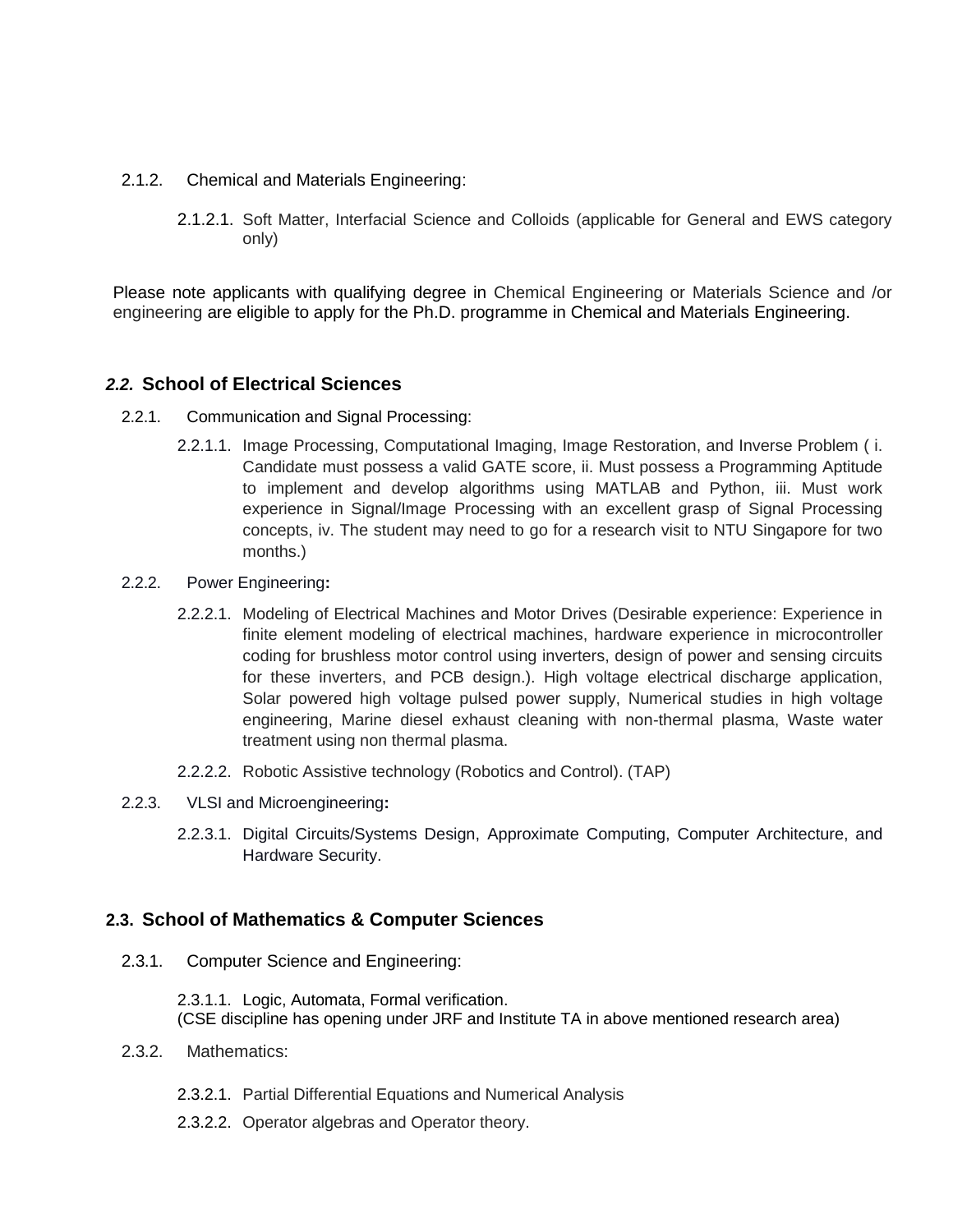2.1.2. Chemical and Materials Engineering:

2.1.2.1. Soft Matter, Interfacial Science and Colloids (applicable for General and EWS category only)

Please note applicants with qualifying degree in Chemical Engineering or Materials Science and /or engineering are eligible to apply for the Ph.D. programme in Chemical and Materials Engineering.

### *2.2.* School of Electrical Sciences

2.2.1. Communication and Signal Processing:

2.2.1.1. Image Processing, Computational Imaging, Image Restoration, and Inverse Problem ( i. Candidate must possess a valid GATE score, ii. Must possess a Programming Aptitude to implement and develop algorithms using MATLAB and Python, iii. Must work experience in Signal/Image Processing with an excellent grasp of Signal Processing concepts, iv. The student may need to go for a research visit to NTU Singapore for two months.)

2.2.2. Power Engineering**:**

2.2.2.1. Modeling of Electrical Machines and Motor Drives (Desirable experience: Experience in finite element modeling of electrical machines, hardware experience in microcontroller coding for brushless motor control using inverters, design of power and sensing circuits for these inverters, and PCB design.). High voltage electrical discharge application, Solar powered high voltage pulsed power supply, Numerical studies in high voltage engineering, Marine diesel exhaust cleaning with non-thermal plasma, Waste water treatment using non thermal plasma.

2.2.2.2. Robotic Assistive technology (Robotics and Control). (TAP)

2.2.3. VLSI and Microengineering**:**

2.2.3.1. Digital Circuits/Systems Design, Approximate Computing, Computer Architecture, and Hardware Security.

### 2.3. School of Mathematics & Computer Sciences

2.3.1. Computer Science and Engineering:

2.3.1.1. Logic, Automata, Formal verification.
(CSE discipline has opening under JRF and Institute TA in above mentioned research area)

2.3.2. Mathematics:

2.3.2.1. Partial Differential Equations and Numerical Analysis

2.3.2.2. Operator algebras and Operator theory.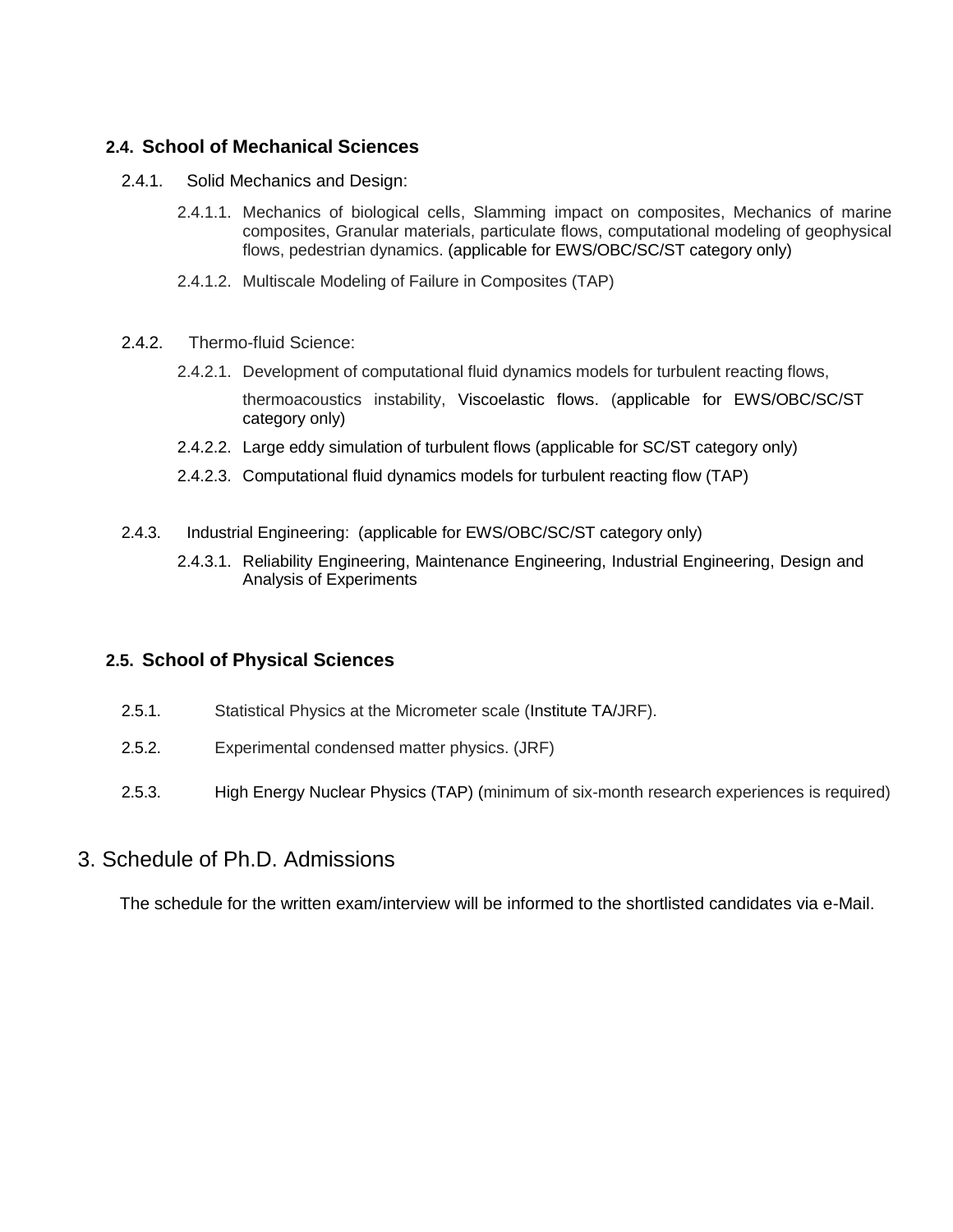### 2.4. School of Mechanical Sciences

2.4.1. Solid Mechanics and Design:

2.4.1.1. Mechanics of biological cells, Slamming impact on composites, Mechanics of marine composites, Granular materials, particulate flows, computational modeling of geophysical flows, pedestrian dynamics. (applicable for EWS/OBC/SC/ST category only)

2.4.1.2. Multiscale Modeling of Failure in Composites (TAP)

2.4.2. Thermo-fluid Science:

2.4.2.1. Development of computational fluid dynamics models for turbulent reacting flows, thermoacoustics instability, Viscoelastic flows. (applicable for EWS/OBC/SC/ST category only)

2.4.2.2. Large eddy simulation of turbulent flows (applicable for SC/ST category only)

2.4.2.3. Computational fluid dynamics models for turbulent reacting flow (TAP)

2.4.3. Industrial Engineering: (applicable for EWS/OBC/SC/ST category only)

2.4.3.1. Reliability Engineering, Maintenance Engineering, Industrial Engineering, Design and Analysis of Experiments

### 2.5. School of Physical Sciences

2.5.1. Statistical Physics at the Micrometer scale (Institute TA/JRF).

2.5.2. Experimental condensed matter physics. (JRF)

2.5.3. High Energy Nuclear Physics (TAP) (minimum of six-month research experiences is required)

## 3. Schedule of Ph.D. Admissions

The schedule for the written exam/interview will be informed to the shortlisted candidates via e-Mail.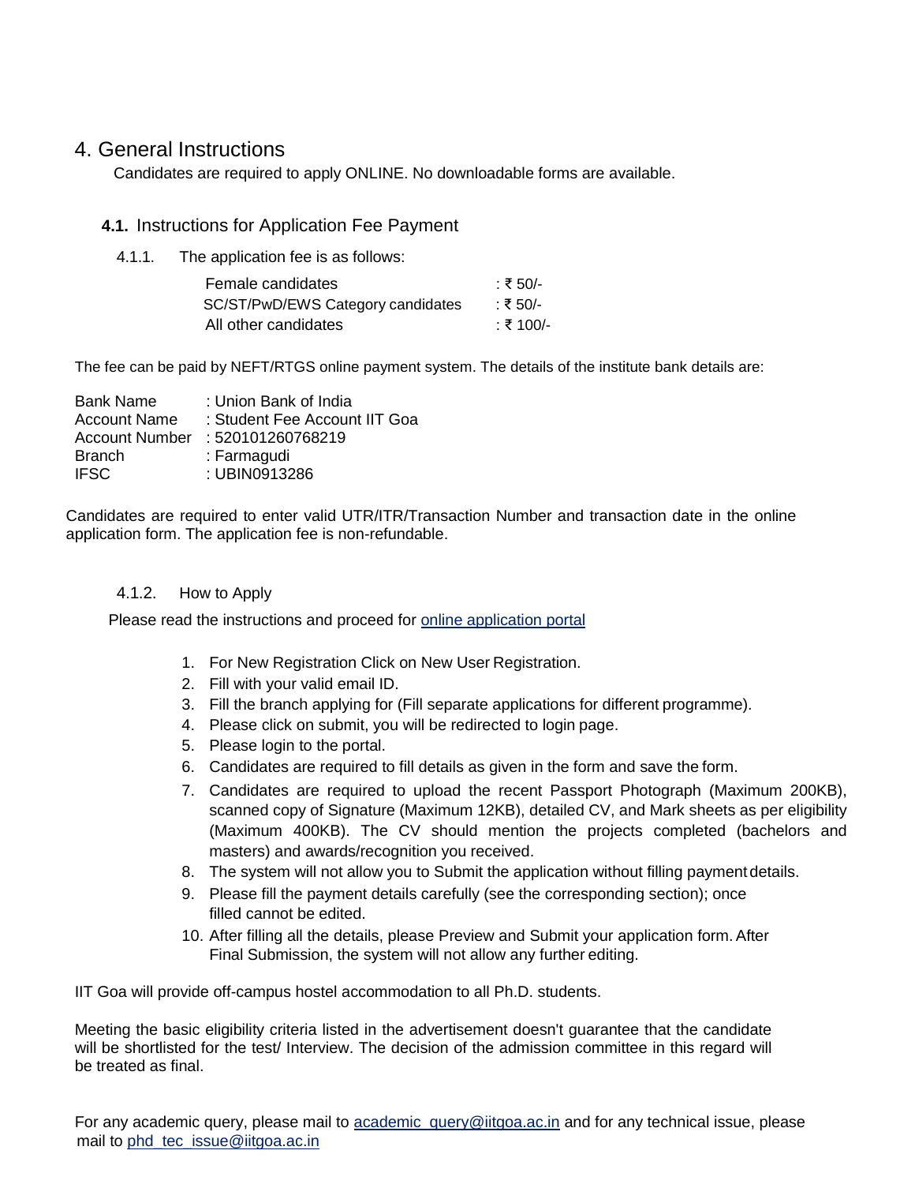# 4. General Instructions

Candidates are required to apply ONLINE. No downloadable forms are available.

## 4.1. Instructions for Application Fee Payment

4.1.1. The application fee is as follows:

| | |
|---|---|
| Female candidates | : ₹ 50/- |
| SC/ST/PwD/EWS Category candidates | : ₹ 50/- |
| All other candidates | : ₹ 100/- |

The fee can be paid by NEFT/RTGS online payment system. The details of the institute bank details are:

| | |
|---|---|
| Bank Name | : Union Bank of India |
| Account Name | : Student Fee Account IIT Goa |
| Account Number | : 520101260768219 |
| Branch | : Farmagudi |
| IFSC | : UBIN0913286 |

Candidates are required to enter valid UTR/ITR/Transaction Number and transaction date in the online application form. The application fee is non-refundable.

4.1.2. How to Apply

Please read the instructions and proceed for online application portal

1. For New Registration Click on New User Registration.
2. Fill with your valid email ID.
3. Fill the branch applying for (Fill separate applications for different programme).
4. Please click on submit, you will be redirected to login page.
5. Please login to the portal.
6. Candidates are required to fill details as given in the form and save the form.
7. Candidates are required to upload the recent Passport Photograph (Maximum 200KB), scanned copy of Signature (Maximum 12KB), detailed CV, and Mark sheets as per eligibility (Maximum 400KB). The CV should mention the projects completed (bachelors and masters) and awards/recognition you received.
8. The system will not allow you to Submit the application without filling payment details.
9. Please fill the payment details carefully (see the corresponding section); once filled cannot be edited.
10. After filling all the details, please Preview and Submit your application form. After Final Submission, the system will not allow any further editing.

IIT Goa will provide off-campus hostel accommodation to all Ph.D. students.

Meeting the basic eligibility criteria listed in the advertisement doesn't guarantee that the candidate will be shortlisted for the test/ Interview. The decision of the admission committee in this regard will be treated as final.

For any academic query, please mail to academic_query@iitgoa.ac.in and for any technical issue, please mail to phd_tec_issue@iitgoa.ac.in